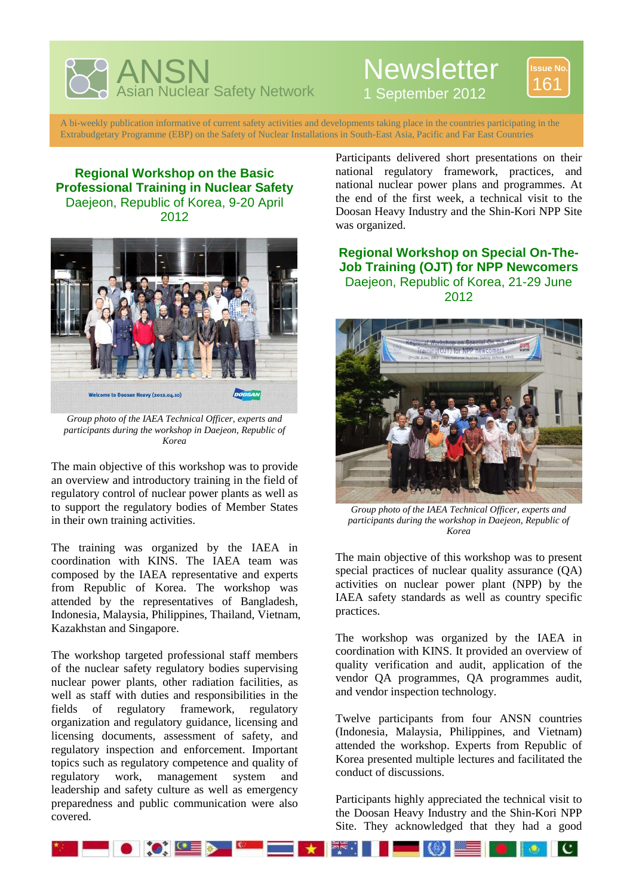# ANSN
Asian Nuclear Safety Network

# Newsletter
1 September 2012

Issue No. 161

A bi-weekly publication informative of current safety activities and developments taking place in the countries participating in the Extrabudgetary Programme (EBP) on the Safety of Nuclear Installations in South-East Asia, Pacific and Far East Countries

## Regional Workshop on the Basic Professional Training in Nuclear Safety
Daejeon, Republic of Korea, 9-20 April 2012

*Group photo of the IAEA Technical Officer, experts and participants during the workshop in Daejeon, Republic of Korea*

The main objective of this workshop was to provide an overview and introductory training in the field of regulatory control of nuclear power plants as well as to support the regulatory bodies of Member States in their own training activities.

The training was organized by the IAEA in coordination with KINS. The IAEA team was composed by the IAEA representative and experts from Republic of Korea. The workshop was attended by the representatives of Bangladesh, Indonesia, Malaysia, Philippines, Thailand, Vietnam, Kazakhstan and Singapore.

The workshop targeted professional staff members of the nuclear safety regulatory bodies supervising nuclear power plants, other radiation facilities, as well as staff with duties and responsibilities in the fields of regulatory framework, regulatory organization and regulatory guidance, licensing and licensing documents, assessment of safety, and regulatory inspection and enforcement. Important topics such as regulatory competence and quality of regulatory work, management system and leadership and safety culture as well as emergency preparedness and public communication were also covered.

Participants delivered short presentations on their national regulatory framework, practices, and national nuclear power plans and programmes. At the end of the first week, a technical visit to the Doosan Heavy Industry and the Shin-Kori NPP Site was organized.

## Regional Workshop on Special On-The-Job Training (OJT) for NPP Newcomers
Daejeon, Republic of Korea, 21-29 June 2012

*Group photo of the IAEA Technical Officer, experts and participants during the workshop in Daejeon, Republic of Korea*

The main objective of this workshop was to present special practices of nuclear quality assurance (QA) activities on nuclear power plant (NPP) by the IAEA safety standards as well as country specific practices.

The workshop was organized by the IAEA in coordination with KINS. It provided an overview of quality verification and audit, application of the vendor QA programmes, QA programmes audit, and vendor inspection technology.

Twelve participants from four ANSN countries (Indonesia, Malaysia, Philippines, and Vietnam) attended the workshop. Experts from Republic of Korea presented multiple lectures and facilitated the conduct of discussions.

Participants highly appreciated the technical visit to the Doosan Heavy Industry and the Shin-Kori NPP Site. They acknowledged that they had a good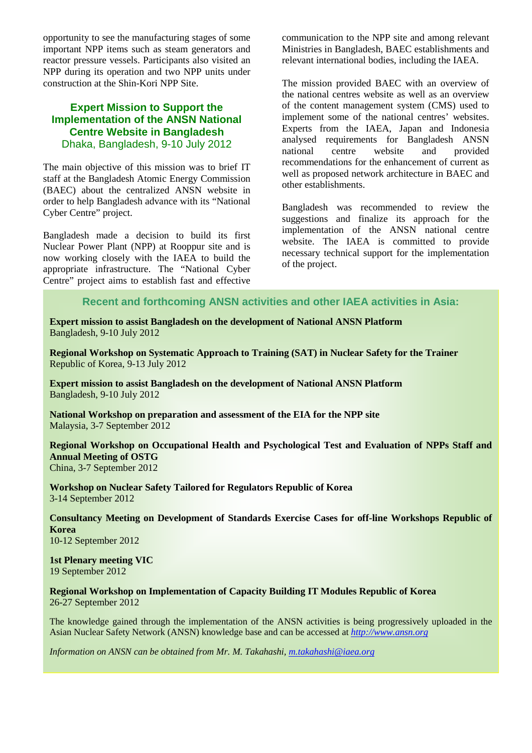opportunity to see the manufacturing stages of some important NPP items such as steam generators and reactor pressure vessels. Participants also visited an NPP during its operation and two NPP units under construction at the Shin-Kori NPP Site.

## Expert Mission to Support the Implementation of the ANSN National Centre Website in Bangladesh

Dhaka, Bangladesh, 9-10 July 2012

The main objective of this mission was to brief IT staff at the Bangladesh Atomic Energy Commission (BAEC) about the centralized ANSN website in order to help Bangladesh advance with its "National Cyber Centre" project.

Bangladesh made a decision to build its first Nuclear Power Plant (NPP) at Rooppur site and is now working closely with the IAEA to build the appropriate infrastructure. The "National Cyber Centre" project aims to establish fast and effective communication to the NPP site and among relevant Ministries in Bangladesh, BAEC establishments and relevant international bodies, including the IAEA.

The mission provided BAEC with an overview of the national centres website as well as an overview of the content management system (CMS) used to implement some of the national centres' websites. Experts from the IAEA, Japan and Indonesia analysed requirements for Bangladesh ANSN national centre website and provided recommendations for the enhancement of current as well as proposed network architecture in BAEC and other establishments.

Bangladesh was recommended to review the suggestions and finalize its approach for the implementation of the ANSN national centre website. The IAEA is committed to provide necessary technical support for the implementation of the project.

## Recent and forthcoming ANSN activities and other IAEA activities in Asia:

**Expert mission to assist Bangladesh on the development of National ANSN Platform**
Bangladesh, 9-10 July 2012

**Regional Workshop on Systematic Approach to Training (SAT) in Nuclear Safety for the Trainer**
Republic of Korea, 9-13 July 2012

**Expert mission to assist Bangladesh on the development of National ANSN Platform**
Bangladesh, 9-10 July 2012

**National Workshop on preparation and assessment of the EIA for the NPP site**
Malaysia, 3-7 September 2012

**Regional Workshop on Occupational Health and Psychological Test and Evaluation of NPPs Staff and Annual Meeting of OSTG**
China, 3-7 September 2012

**Workshop on Nuclear Safety Tailored for Regulators Republic of Korea**
3-14 September 2012

**Consultancy Meeting on Development of Standards Exercise Cases for off-line Workshops Republic of Korea**
10-12 September 2012

**1st Plenary meeting VIC**
19 September 2012

**Regional Workshop on Implementation of Capacity Building IT Modules Republic of Korea**
26-27 September 2012

The knowledge gained through the implementation of the ANSN activities is being progressively uploaded in the Asian Nuclear Safety Network (ANSN) knowledge base and can be accessed at *http://www.ansn.org*

*Information on ANSN can be obtained from Mr. M. Takahashi, m.takahashi@iaea.org*